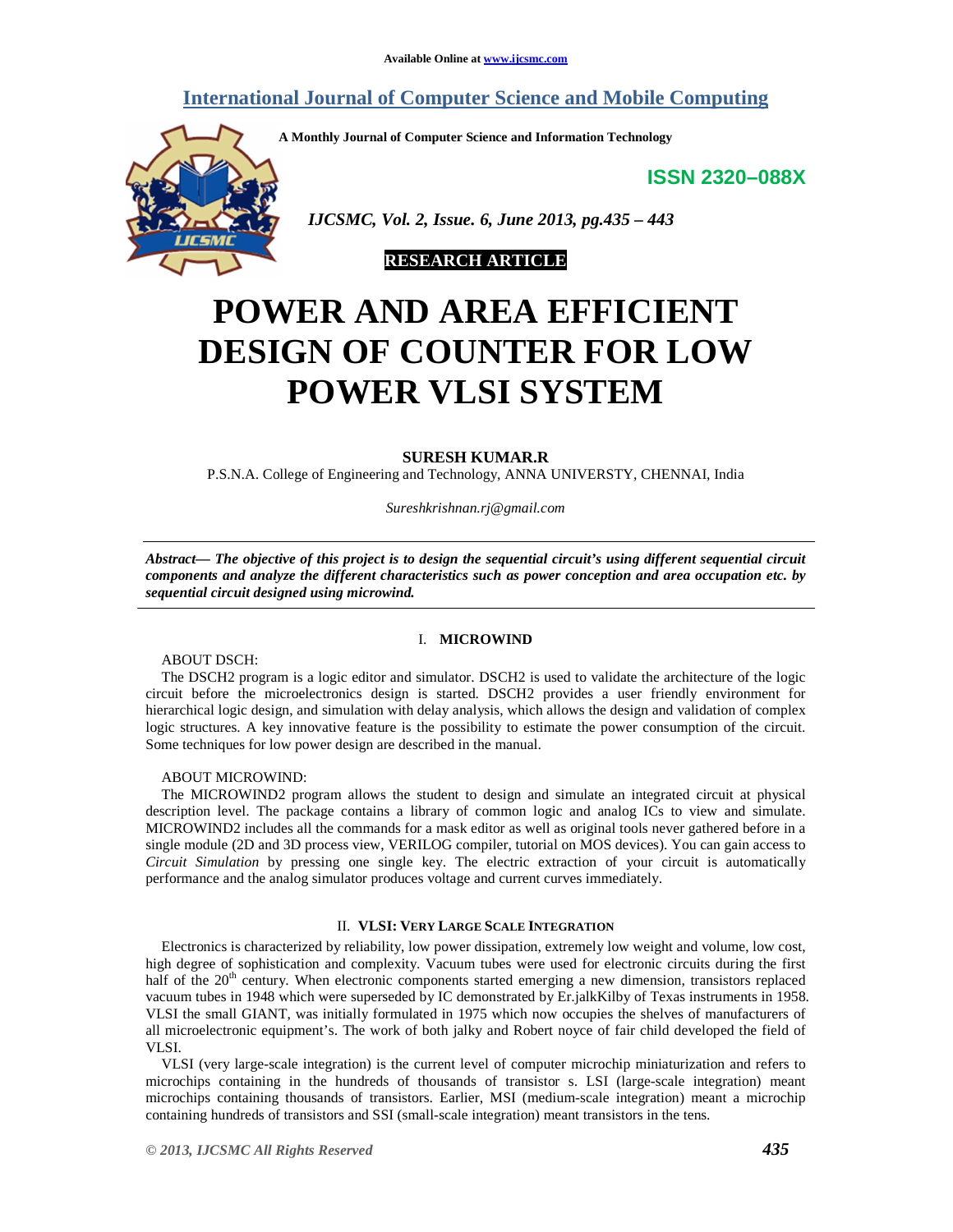Available Online at www.ijcsmc.com

# International Journal of Computer Science and Mobile Computing

**A Monthly Journal of Computer Science and Information Technology**

**ISSN 2320–088X**

*IJCSMC, Vol. 2, Issue. 6, June 2013, pg.435 – 443*

**RESEARCH ARTICLE**

# POWER AND AREA EFFICIENT DESIGN OF COUNTER FOR LOW POWER VLSI SYSTEM

**SURESH KUMAR.R**

P.S.N.A. College of Engineering and Technology, ANNA UNIVERSTY, CHENNAI, India

*Sureshkrishnan.rj@gmail.com*

***Abstract— The objective of this project is to design the sequential circuit's using different sequential circuit components and analyze the different characteristics such as power conception and area occupation etc. by sequential circuit designed using microwind.***

## I. MICROWIND

ABOUT DSCH:

The DSCH2 program is a logic editor and simulator. DSCH2 is used to validate the architecture of the logic circuit before the microelectronics design is started. DSCH2 provides a user friendly environment for hierarchical logic design, and simulation with delay analysis, which allows the design and validation of complex logic structures. A key innovative feature is the possibility to estimate the power consumption of the circuit. Some techniques for low power design are described in the manual.

ABOUT MICROWIND:

The MICROWIND2 program allows the student to design and simulate an integrated circuit at physical description level. The package contains a library of common logic and analog ICs to view and simulate. MICROWIND2 includes all the commands for a mask editor as well as original tools never gathered before in a single module (2D and 3D process view, VERILOG compiler, tutorial on MOS devices). You can gain access to *Circuit Simulation* by pressing one single key. The electric extraction of your circuit is automatically performance and the analog simulator produces voltage and current curves immediately.

## II. VLSI: VERY LARGE SCALE INTEGRATION

Electronics is characterized by reliability, low power dissipation, extremely low weight and volume, low cost, high degree of sophistication and complexity. Vacuum tubes were used for electronic circuits during the first half of the 20[th] century. When electronic components started emerging a new dimension, transistors replaced vacuum tubes in 1948 which were superseded by IC demonstrated by Er.jalkKilby of Texas instruments in 1958. VLSI the small GIANT, was initially formulated in 1975 which now occupies the shelves of manufacturers of all microelectronic equipment's. The work of both jalky and Robert noyce of fair child developed the field of VLSI.

VLSI (very large-scale integration) is the current level of computer microchip miniaturization and refers to microchips containing in the hundreds of thousands of transistor s. LSI (large-scale integration) meant microchips containing thousands of transistors. Earlier, MSI (medium-scale integration) meant a microchip containing hundreds of transistors and SSI (small-scale integration) meant transistors in the tens.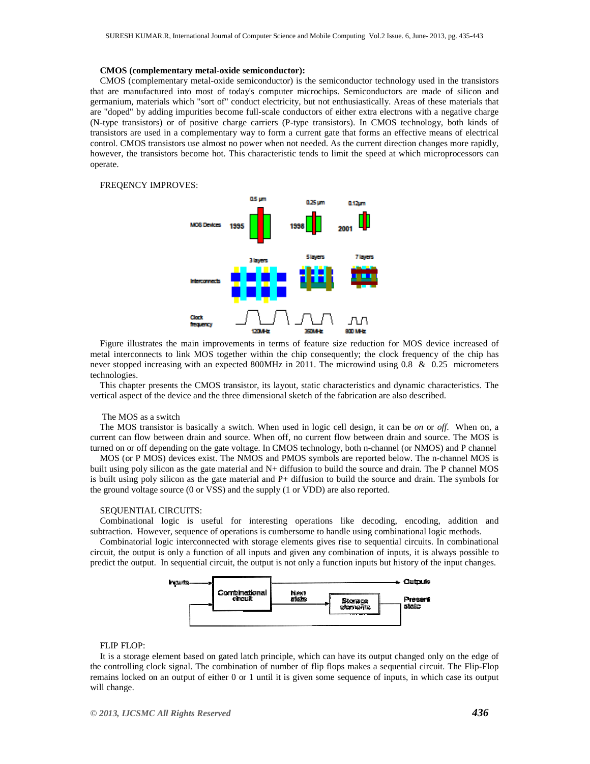**CMOS (complementary metal-oxide semiconductor):**

CMOS (complementary metal-oxide semiconductor) is the semiconductor technology used in the transistors that are manufactured into most of today's computer microchips. Semiconductors are made of silicon and germanium, materials which "sort of" conduct electricity, but not enthusiastically. Areas of these materials that are "doped" by adding impurities become full-scale conductors of either extra electrons with a negative charge (N-type transistors) or of positive charge carriers (P-type transistors). In CMOS technology, both kinds of transistors are used in a complementary way to form a current gate that forms an effective means of electrical control. CMOS transistors use almost no power when not needed. As the current direction changes more rapidly, however, the transistors become hot. This characteristic tends to limit the speed at which microprocessors can operate.

FREQENCY IMPROVES:

Figure illustrates the main improvements in terms of feature size reduction for MOS device increased of metal interconnects to link MOS together within the chip consequently; the clock frequency of the chip has never stopped increasing with an expected 800MHz in 2011. The microwind using 0.8 & 0.25 micrometers technologies.

This chapter presents the CMOS transistor, its layout, static characteristics and dynamic characteristics. The vertical aspect of the device and the three dimensional sketch of the fabrication are also described.

The MOS as a switch

The MOS transistor is basically a switch. When used in logic cell design, it can be *on* or *off*. When on, a current can flow between drain and source. When off, no current flow between drain and source. The MOS is turned on or off depending on the gate voltage. In CMOS technology, both n-channel (or NMOS) and P channel

MOS (or P MOS) devices exist. The NMOS and PMOS symbols are reported below. The n-channel MOS is built using poly silicon as the gate material and N+ diffusion to build the source and drain. The P channel MOS is built using poly silicon as the gate material and P+ diffusion to build the source and drain. The symbols for the ground voltage source (0 or VSS) and the supply (1 or VDD) are also reported.

SEQUENTIAL CIRCUITS:

Combinational logic is useful for interesting operations like decoding, encoding, addition and subtraction. However, sequence of operations is cumbersome to handle using combinational logic methods.

Combinatorial logic interconnected with storage elements gives rise to sequential circuits. In combinational circuit, the output is only a function of all inputs and given any combination of inputs, it is always possible to predict the output. In sequential circuit, the output is not only a function inputs but history of the input changes.

FLIP FLOP:

It is a storage element based on gated latch principle, which can have its output changed only on the edge of the controlling clock signal. The combination of number of flip flops makes a sequential circuit. The Flip-Flop remains locked on an output of either 0 or 1 until it is given some sequence of inputs, in which case its output will change.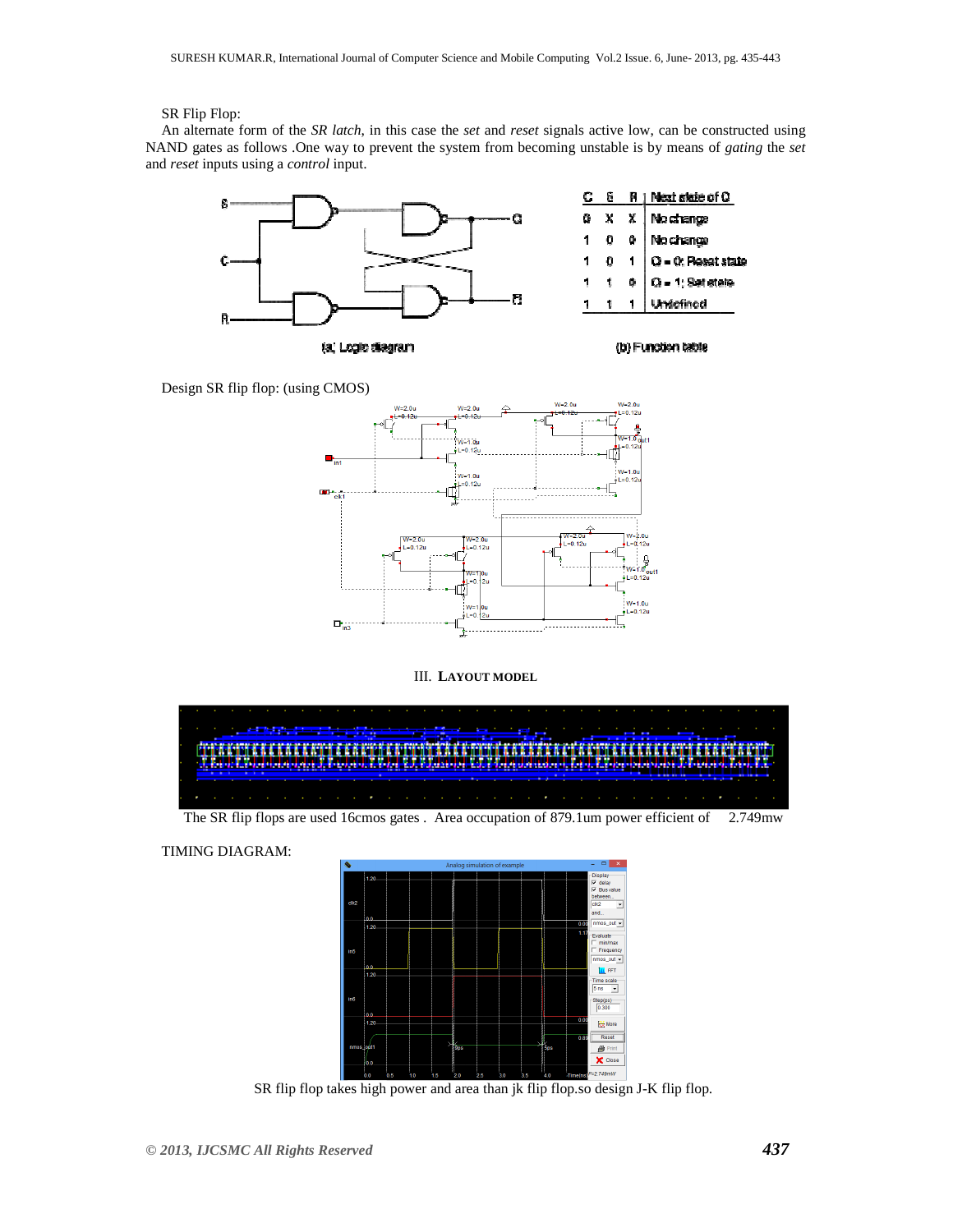SR Flip Flop:

An alternate form of the *SR latch*, in this case the *set* and *reset* signals active low, can be constructed using NAND gates as follows .One way to prevent the system from becoming unstable is by means of *gating* the *set* and *reset* inputs using a *control* input.

| C | S | R | Next state of Q |
|---|---|---|---|
| 0 | X | X | No change |
| 1 | 0 | 0 | No change |
| 1 | 0 | 1 | Q = 0; Reset state |
| 1 | 1 | 0 | Q = 1; Set state |
| 1 | 1 | 1 | Undefined |

(a) Logic diagram (b) Function table

Design SR flip flop: (using CMOS)

III. **LAYOUT MODEL**

The SR flip flops are used 16cmos gates . Area occupation of 879.1um power efficient of 2.749mw

TIMING DIAGRAM:

SR flip flop takes high power and area than jk flip flop.so design J-K flip flop.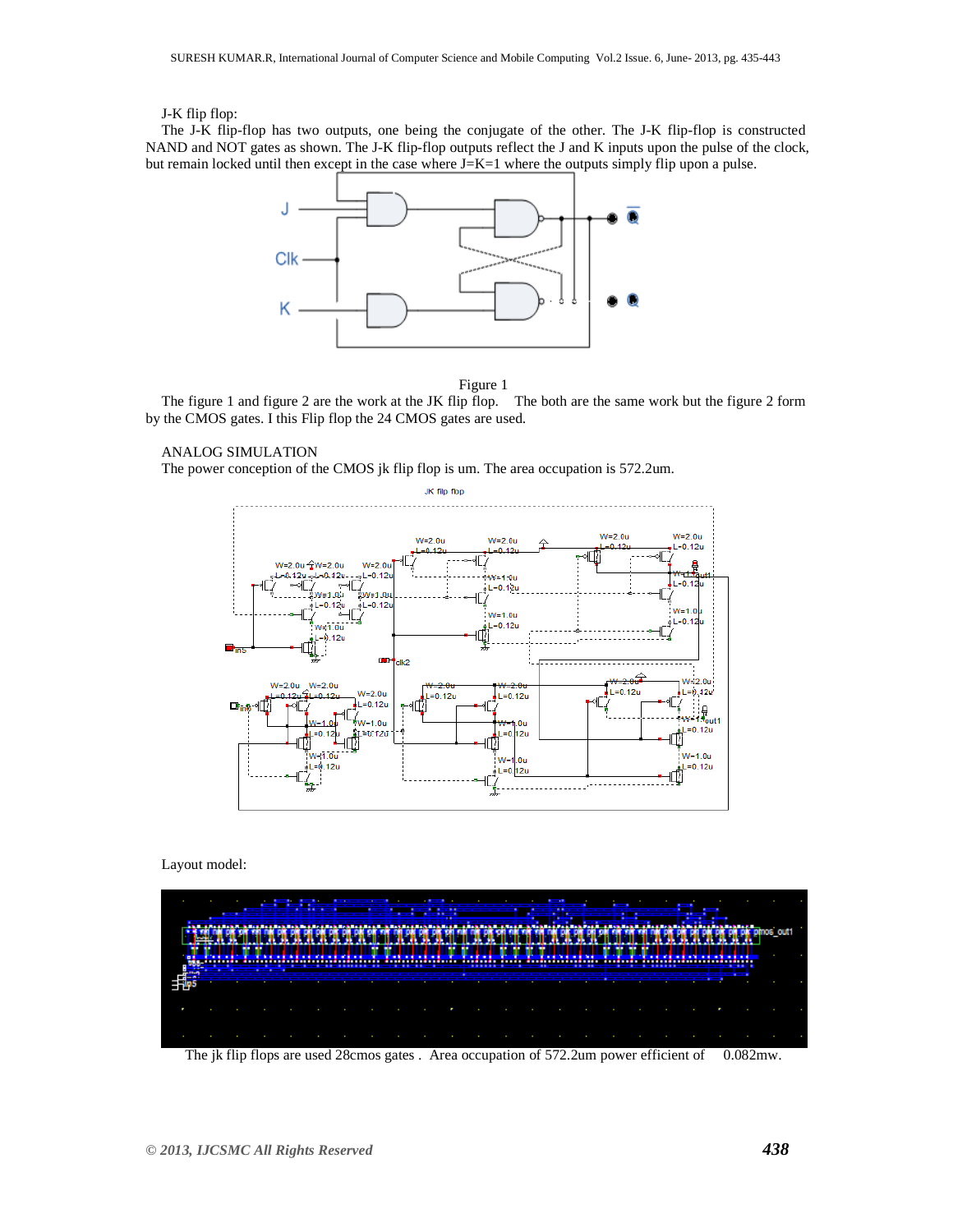J-K flip flop:

The J-K flip-flop has two outputs, one being the conjugate of the other. The J-K flip-flop is constructed NAND and NOT gates as shown. The J-K flip-flop outputs reflect the J and K inputs upon the pulse of the clock, but remain locked until then except in the case where J=K=1 where the outputs simply flip upon a pulse.

Figure 1

The figure 1 and figure 2 are the work at the JK flip flop. The both are the same work but the figure 2 form by the CMOS gates. I this Flip flop the 24 CMOS gates are used.

ANALOG SIMULATION

The power conception of the CMOS jk flip flop is um. The area occupation is 572.2um.

Layout model:

The jk flip flops are used 28cmos gates . Area occupation of 572.2um power efficient of 0.082mw.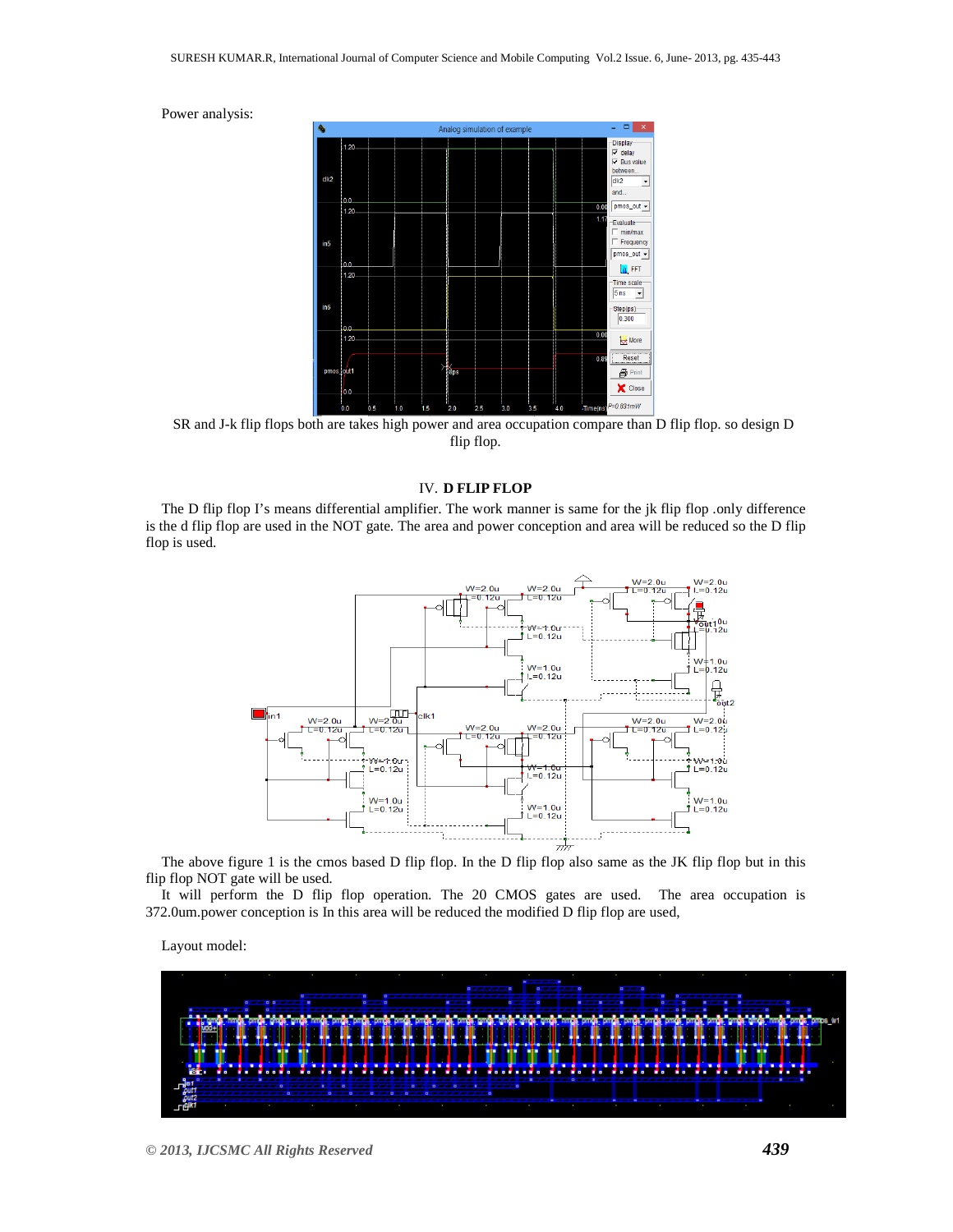Power analysis:

SR and J-k flip flops both are takes high power and area occupation compare than D flip flop. so design D flip flop.

## IV. D FLIP FLOP

The D flip flop I's means differential amplifier. The work manner is same for the jk flip flop .only difference is the d flip flop are used in the NOT gate. The area and power conception and area will be reduced so the D flip flop is used.

The above figure 1 is the cmos based D flip flop. In the D flip flop also same as the JK flip flop but in this flip flop NOT gate will be used.

It will perform the D flip flop operation. The 20 CMOS gates are used. The area occupation is 372.0um.power conception is In this area will be reduced the modified D flip flop are used,

Layout model: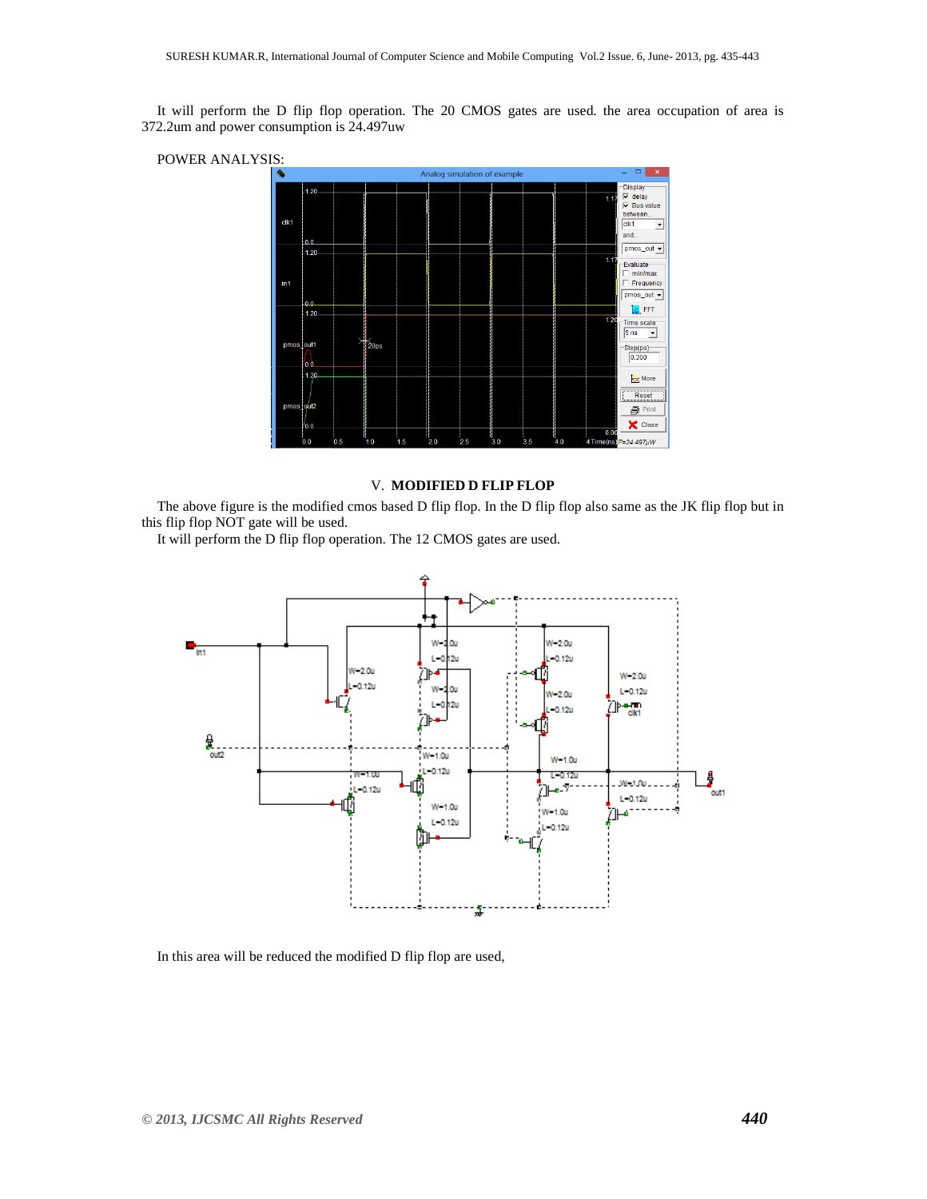It will perform the D flip flop operation. The 20 CMOS gates are used. the area occupation of area is 372.2um and power consumption is 24.497uw

POWER ANALYSIS:

## V. MODIFIED D FLIP FLOP

The above figure is the modified cmos based D flip flop. In the D flip flop also same as the JK flip flop but in this flip flop NOT gate will be used.

It will perform the D flip flop operation. The 12 CMOS gates are used.

In this area will be reduced the modified D flip flop are used,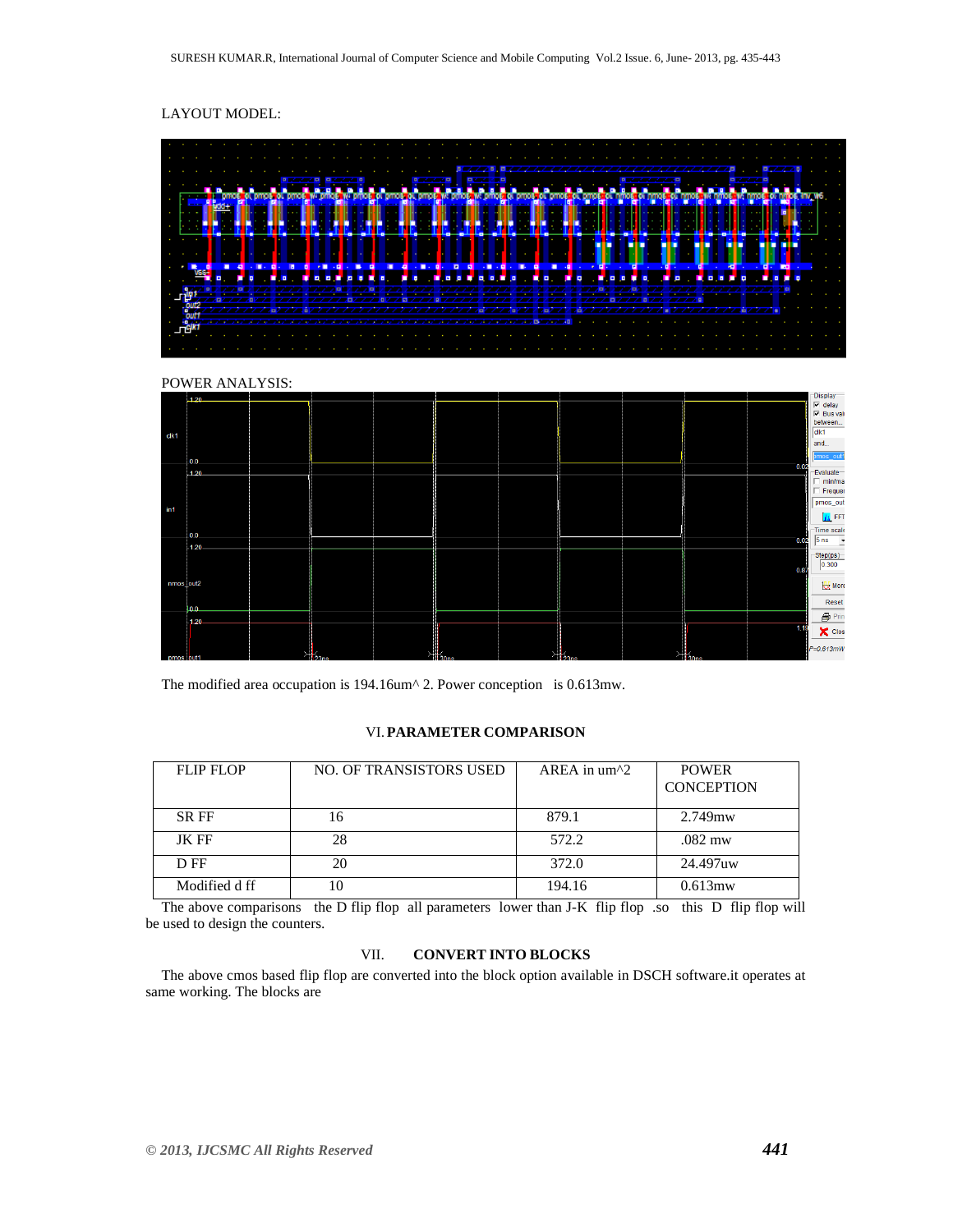LAYOUT MODEL:

POWER ANALYSIS:

The modified area occupation is 194.16um^ 2. Power conception is 0.613mw.

## VI. PARAMETER COMPARISON

| FLIP FLOP | NO. OF TRANSISTORS USED | AREA in um^2 | POWER CONCEPTION |
|---|---|---|---|
| SR FF | 16 | 879.1 | 2.749mw |
| JK FF | 28 | 572.2 | .082 mw |
| D FF | 20 | 372.0 | 24.497uw |
| Modified d ff | 10 | 194.16 | 0.613mw |

The above comparisons the D flip flop all parameters lower than J-K flip flop .so this D flip flop will be used to design the counters.

## VII. CONVERT INTO BLOCKS

The above cmos based flip flop are converted into the block option available in DSCH software.it operates at same working. The blocks are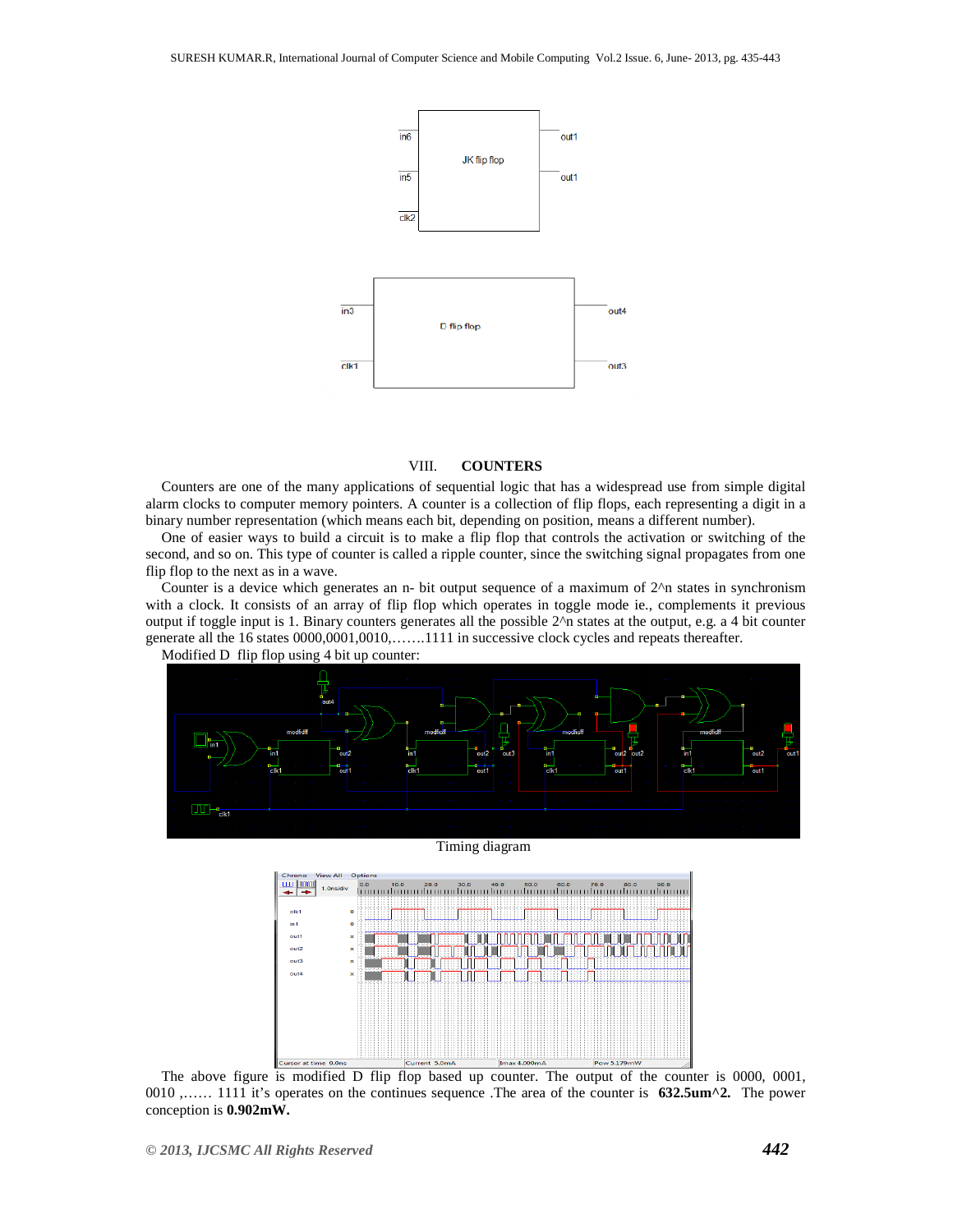## VIII. COUNTERS

Counters are one of the many applications of sequential logic that has a widespread use from simple digital alarm clocks to computer memory pointers. A counter is a collection of flip flops, each representing a digit in a binary number representation (which means each bit, depending on position, means a different number).

One of easier ways to build a circuit is to make a flip flop that controls the activation or switching of the second, and so on. This type of counter is called a ripple counter, since the switching signal propagates from one flip flop to the next as in a wave.

Counter is a device which generates an n- bit output sequence of a maximum of 2^n states in synchronism with a clock. It consists of an array of flip flop which operates in toggle mode ie., complements it previous output if toggle input is 1. Binary counters generates all the possible 2^n states at the output, e.g. a 4 bit counter generate all the 16 states 0000,0001,0010,…….1111 in successive clock cycles and repeats thereafter.

Modified D flip flop using 4 bit up counter:

Timing diagram

The above figure is modified D flip flop based up counter. The output of the counter is 0000, 0001, 0010 ,…… 1111 it's operates on the continues sequence .The area of the counter is **632.5um^2.** The power conception is **0.902mW.**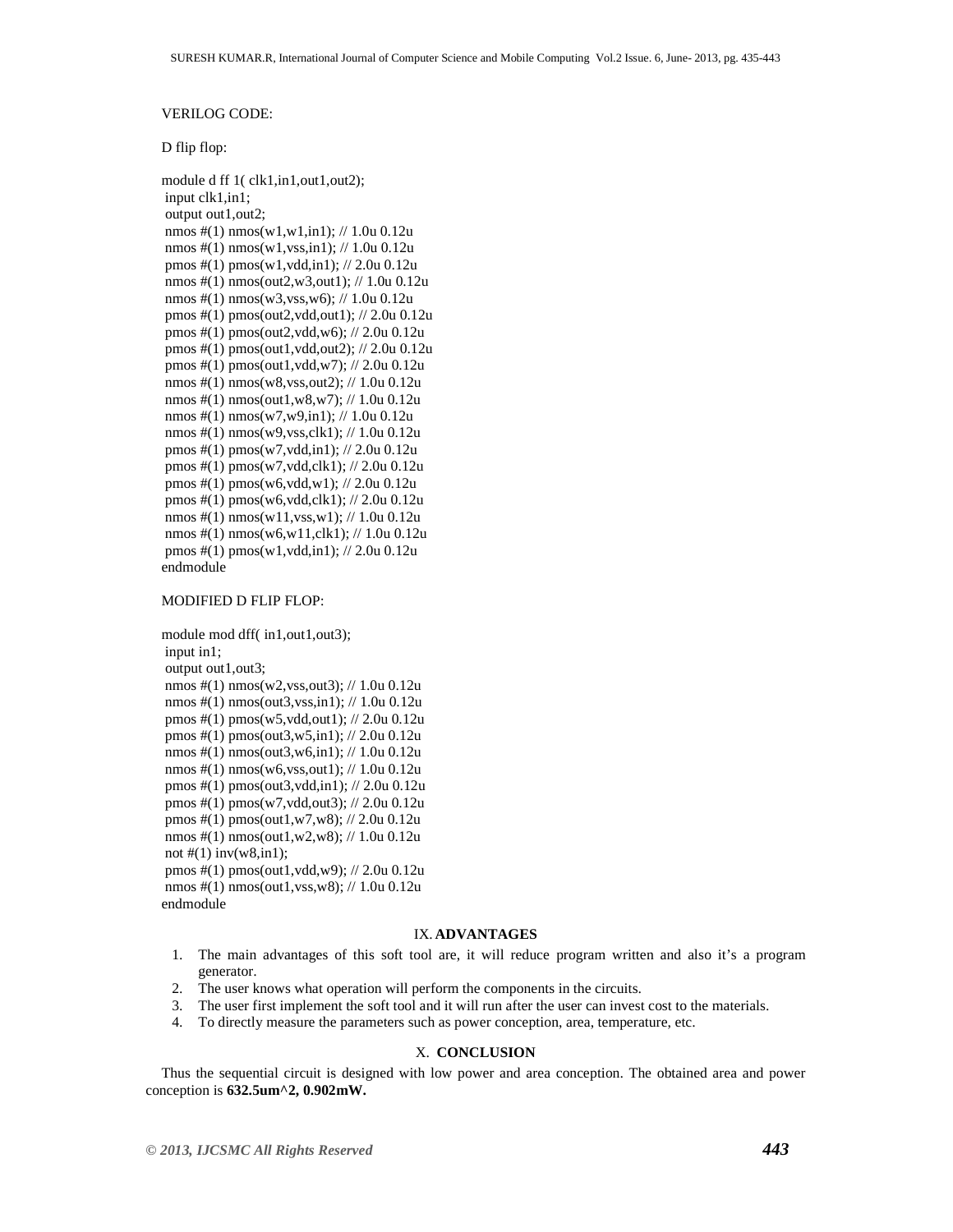VERILOG CODE:

D flip flop:

```
module d ff 1( clk1,in1,out1,out2);
 input clk1,in1;
 output out1,out2;
 nmos #(1) nmos(w1,w1,in1); // 1.0u 0.12u
 nmos #(1) nmos(w1,vss,in1); // 1.0u 0.12u
 pmos #(1) pmos(w1,vdd,in1); // 2.0u 0.12u
 nmos #(1) nmos(out2,w3,out1); // 1.0u 0.12u
 nmos #(1) nmos(w3,vss,w6); // 1.0u 0.12u
 pmos #(1) pmos(out2,vdd,out1); // 2.0u 0.12u
 pmos #(1) pmos(out2,vdd,w6); // 2.0u 0.12u
 pmos #(1) pmos(out1,vdd,out2); // 2.0u 0.12u
 pmos #(1) pmos(out1,vdd,w7); // 2.0u 0.12u
 nmos #(1) nmos(w8,vss,out2); // 1.0u 0.12u
 nmos #(1) nmos(out1,w8,w7); // 1.0u 0.12u
 nmos #(1) nmos(w7,w9,in1); // 1.0u 0.12u
 nmos #(1) nmos(w9,vss,clk1); // 1.0u 0.12u
 pmos #(1) pmos(w7,vdd,in1); // 2.0u 0.12u
 pmos #(1) pmos(w7,vdd,clk1); // 2.0u 0.12u
 pmos #(1) pmos(w6,vdd,w1); // 2.0u 0.12u
 pmos #(1) pmos(w6,vdd,clk1); // 2.0u 0.12u
 nmos #(1) nmos(w11,vss,w1); // 1.0u 0.12u
 nmos #(1) nmos(w6,w11,clk1); // 1.0u 0.12u
 pmos #(1) pmos(w1,vdd,in1); // 2.0u 0.12u
endmodule
```

MODIFIED D FLIP FLOP:

```
module mod dff( in1,out1,out3);
 input in1;
 output out1,out3;
 nmos #(1) nmos(w2,vss,out3); // 1.0u 0.12u
 nmos #(1) nmos(out3,vss,in1); // 1.0u 0.12u
 pmos #(1) pmos(w5,vdd,out1); // 2.0u 0.12u
 pmos #(1) pmos(out3,w5,in1); // 2.0u 0.12u
 nmos #(1) nmos(out3,w6,in1); // 1.0u 0.12u
 nmos #(1) nmos(w6,vss,out1); // 1.0u 0.12u
 pmos #(1) pmos(out3,vdd,in1); // 2.0u 0.12u
 pmos #(1) pmos(w7,vdd,out3); // 2.0u 0.12u
 pmos #(1) pmos(out1,w7,w8); // 2.0u 0.12u
 nmos #(1) nmos(out1,w2,w8); // 1.0u 0.12u
 not #(1) inv(w8,in1);
 pmos #(1) pmos(out1,vdd,w9); // 2.0u 0.12u
 nmos #(1) nmos(out1,vss,w8); // 1.0u 0.12u
endmodule
```

## IX. ADVANTAGES

1. The main advantages of this soft tool are, it will reduce program written and also it's a program generator.
2. The user knows what operation will perform the components in the circuits.
3. The user first implement the soft tool and it will run after the user can invest cost to the materials.
4. To directly measure the parameters such as power conception, area, temperature, etc.

## X. CONCLUSION

Thus the sequential circuit is designed with low power and area conception. The obtained area and power conception is **632.5um^2, 0.902mW.**